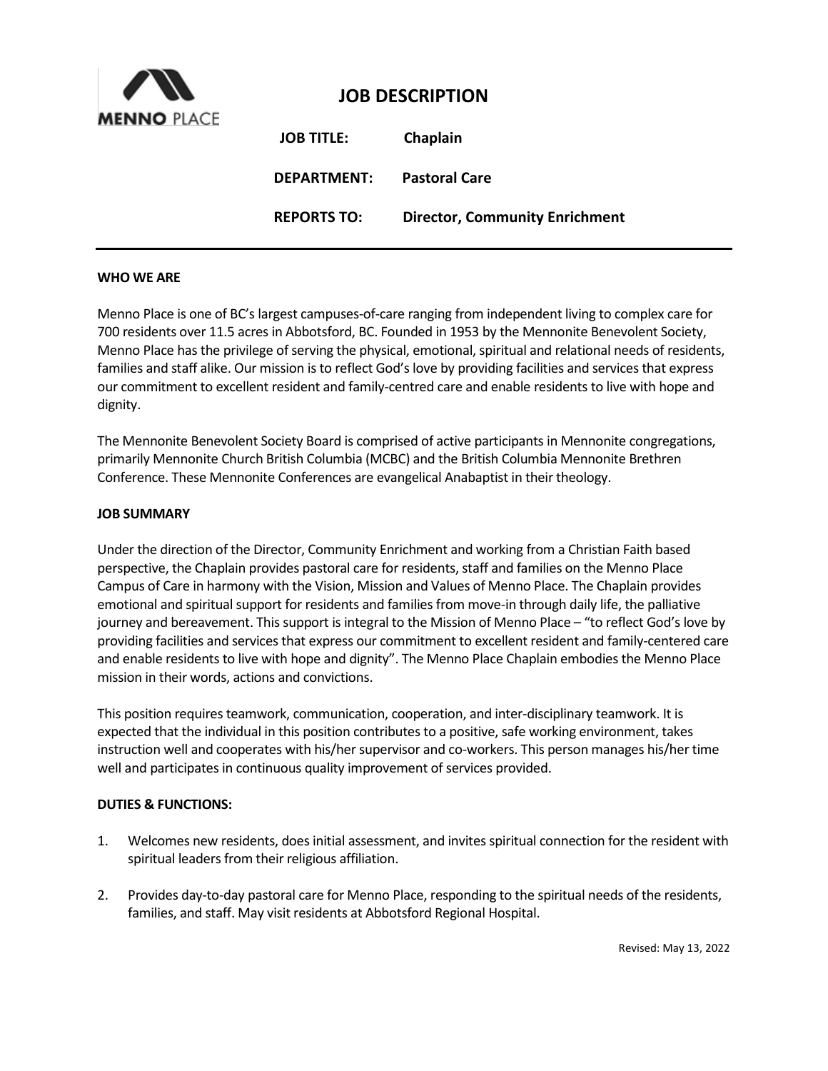# JOB DESCRIPTION

**JOB TITLE:** Chaplain

**DEPARTMENT:** Pastoral Care

**REPORTS TO:** Director, Community Enrichment

---

**WHO WE ARE**

Menno Place is one of BC's largest campuses-of-care ranging from independent living to complex care for 700 residents over 11.5 acres in Abbotsford, BC. Founded in 1953 by the Mennonite Benevolent Society, Menno Place has the privilege of serving the physical, emotional, spiritual and relational needs of residents, families and staff alike. Our mission is to reflect God's love by providing facilities and services that express our commitment to excellent resident and family-centred care and enable residents to live with hope and dignity.

The Mennonite Benevolent Society Board is comprised of active participants in Mennonite congregations, primarily Mennonite Church British Columbia (MCBC) and the British Columbia Mennonite Brethren Conference. These Mennonite Conferences are evangelical Anabaptist in their theology.

**JOB SUMMARY**

Under the direction of the Director, Community Enrichment and working from a Christian Faith based perspective, the Chaplain provides pastoral care for residents, staff and families on the Menno Place Campus of Care in harmony with the Vision, Mission and Values of Menno Place. The Chaplain provides emotional and spiritual support for residents and families from move-in through daily life, the palliative journey and bereavement. This support is integral to the Mission of Menno Place – "to reflect God's love by providing facilities and services that express our commitment to excellent resident and family-centered care and enable residents to live with hope and dignity". The Menno Place Chaplain embodies the Menno Place mission in their words, actions and convictions.

This position requires teamwork, communication, cooperation, and inter-disciplinary teamwork. It is expected that the individual in this position contributes to a positive, safe working environment, takes instruction well and cooperates with his/her supervisor and co-workers. This person manages his/her time well and participates in continuous quality improvement of services provided.

**DUTIES & FUNCTIONS:**

1. Welcomes new residents, does initial assessment, and invites spiritual connection for the resident with spiritual leaders from their religious affiliation.
2. Provides day-to-day pastoral care for Menno Place, responding to the spiritual needs of the residents, families, and staff. May visit residents at Abbotsford Regional Hospital.

Revised: May 13, 2022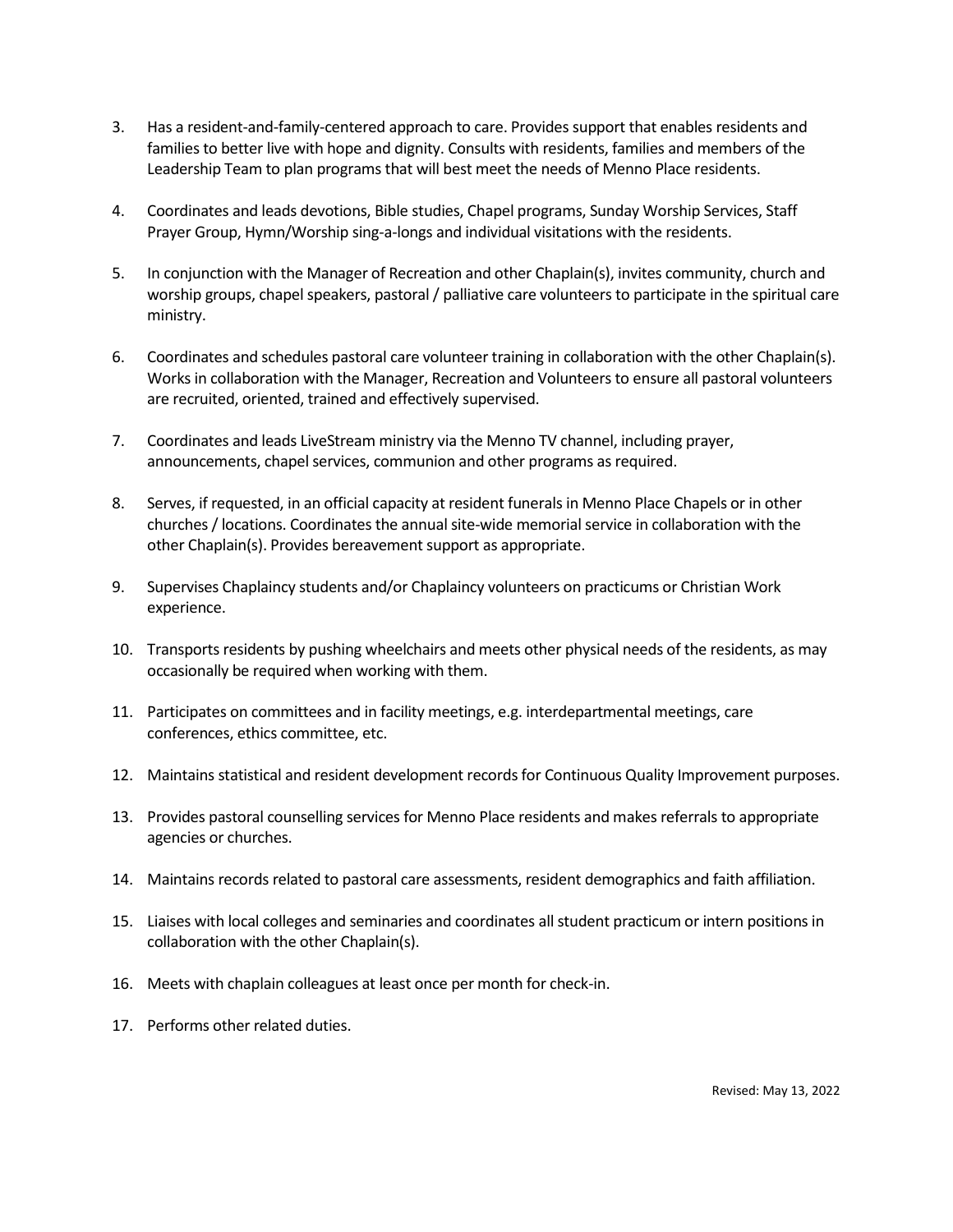3. Has a resident-and-family-centered approach to care. Provides support that enables residents and families to better live with hope and dignity. Consults with residents, families and members of the Leadership Team to plan programs that will best meet the needs of Menno Place residents.

4. Coordinates and leads devotions, Bible studies, Chapel programs, Sunday Worship Services, Staff Prayer Group, Hymn/Worship sing-a-longs and individual visitations with the residents.

5. In conjunction with the Manager of Recreation and other Chaplain(s), invites community, church and worship groups, chapel speakers, pastoral / palliative care volunteers to participate in the spiritual care ministry.

6. Coordinates and schedules pastoral care volunteer training in collaboration with the other Chaplain(s). Works in collaboration with the Manager, Recreation and Volunteers to ensure all pastoral volunteers are recruited, oriented, trained and effectively supervised.

7. Coordinates and leads LiveStream ministry via the Menno TV channel, including prayer, announcements, chapel services, communion and other programs as required.

8. Serves, if requested, in an official capacity at resident funerals in Menno Place Chapels or in other churches / locations. Coordinates the annual site-wide memorial service in collaboration with the other Chaplain(s). Provides bereavement support as appropriate.

9. Supervises Chaplaincy students and/or Chaplaincy volunteers on practicums or Christian Work experience.

10. Transports residents by pushing wheelchairs and meets other physical needs of the residents, as may occasionally be required when working with them.

11. Participates on committees and in facility meetings, e.g. interdepartmental meetings, care conferences, ethics committee, etc.

12. Maintains statistical and resident development records for Continuous Quality Improvement purposes.

13. Provides pastoral counselling services for Menno Place residents and makes referrals to appropriate agencies or churches.

14. Maintains records related to pastoral care assessments, resident demographics and faith affiliation.

15. Liaises with local colleges and seminaries and coordinates all student practicum or intern positions in collaboration with the other Chaplain(s).

16. Meets with chaplain colleagues at least once per month for check-in.

17. Performs other related duties.

Revised: May 13, 2022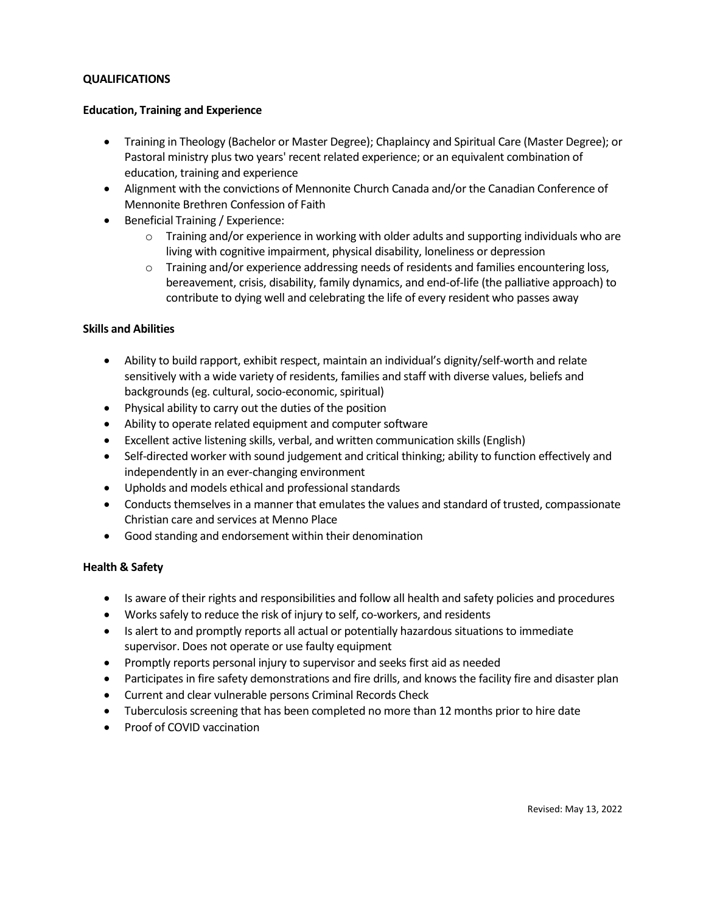**QUALIFICATIONS**

**Education, Training and Experience**

- Training in Theology (Bachelor or Master Degree); Chaplaincy and Spiritual Care (Master Degree); or Pastoral ministry plus two years' recent related experience; or an equivalent combination of education, training and experience
- Alignment with the convictions of Mennonite Church Canada and/or the Canadian Conference of Mennonite Brethren Confession of Faith
- Beneficial Training / Experience:
  - Training and/or experience in working with older adults and supporting individuals who are living with cognitive impairment, physical disability, loneliness or depression
  - Training and/or experience addressing needs of residents and families encountering loss, bereavement, crisis, disability, family dynamics, and end-of-life (the palliative approach) to contribute to dying well and celebrating the life of every resident who passes away

**Skills and Abilities**

- Ability to build rapport, exhibit respect, maintain an individual's dignity/self-worth and relate sensitively with a wide variety of residents, families and staff with diverse values, beliefs and backgrounds (eg. cultural, socio-economic, spiritual)
- Physical ability to carry out the duties of the position
- Ability to operate related equipment and computer software
- Excellent active listening skills, verbal, and written communication skills (English)
- Self-directed worker with sound judgement and critical thinking; ability to function effectively and independently in an ever-changing environment
- Upholds and models ethical and professional standards
- Conducts themselves in a manner that emulates the values and standard of trusted, compassionate Christian care and services at Menno Place
- Good standing and endorsement within their denomination

**Health & Safety**

- Is aware of their rights and responsibilities and follow all health and safety policies and procedures
- Works safely to reduce the risk of injury to self, co-workers, and residents
- Is alert to and promptly reports all actual or potentially hazardous situations to immediate supervisor. Does not operate or use faulty equipment
- Promptly reports personal injury to supervisor and seeks first aid as needed
- Participates in fire safety demonstrations and fire drills, and knows the facility fire and disaster plan
- Current and clear vulnerable persons Criminal Records Check
- Tuberculosis screening that has been completed no more than 12 months prior to hire date
- Proof of COVID vaccination

Revised: May 13, 2022